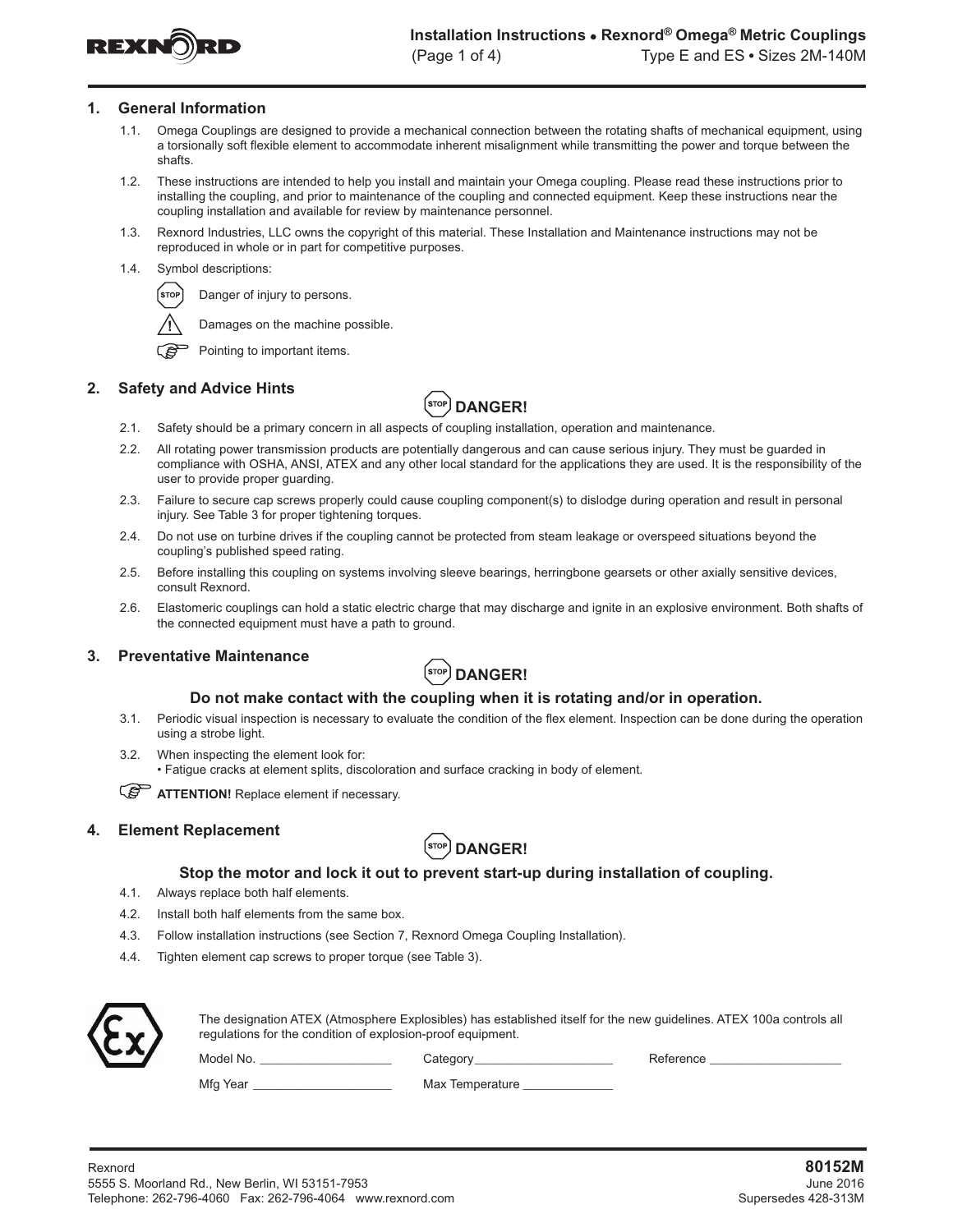# Installation Instructions • Rexnord® Omega® Metric Couplings

Type E and ES • Sizes 2M-140M

## 1. General Information

1.1. Omega Couplings are designed to provide a mechanical connection between the rotating shafts of mechanical equipment, using a torsionally soft flexible element to accommodate inherent misalignment while transmitting the power and torque between the shafts.

1.2. These instructions are intended to help you install and maintain your Omega coupling. Please read these instructions prior to installing the coupling, and prior to maintenance of the coupling and connected equipment. Keep these instructions near the coupling installation and available for review by maintenance personnel.

1.3. Rexnord Industries, LLC owns the copyright of this material. These Installation and Maintenance instructions may not be reproduced in whole or in part for competitive purposes.

1.4. Symbol descriptions:

- STOP — Danger of injury to persons.
- ⚠ — Damages on the machine possible.
- ☞ — Pointing to important items.

## 2. Safety and Advice Hints

**STOP DANGER!**

2.1. Safety should be a primary concern in all aspects of coupling installation, operation and maintenance.

2.2. All rotating power transmission products are potentially dangerous and can cause serious injury. They must be guarded in compliance with OSHA, ANSI, ATEX and any other local standard for the applications they are used. It is the responsibility of the user to provide proper guarding.

2.3. Failure to secure cap screws properly could cause coupling component(s) to dislodge during operation and result in personal injury. See Table 3 for proper tightening torques.

2.4. Do not use on turbine drives if the coupling cannot be protected from steam leakage or overspeed situations beyond the coupling's published speed rating.

2.5. Before installing this coupling on systems involving sleeve bearings, herringbone gearsets or other axially sensitive devices, consult Rexnord.

2.6. Elastomeric couplings can hold a static electric charge that may discharge and ignite in an explosive environment. Both shafts of the connected equipment must have a path to ground.

## 3. Preventative Maintenance

**STOP DANGER!**

**Do not make contact with the coupling when it is rotating and/or in operation.**

3.1. Periodic visual inspection is necessary to evaluate the condition of the flex element. Inspection can be done during the operation using a strobe light.

3.2. When inspecting the element look for:
• Fatigue cracks at element splits, discoloration and surface cracking in body of element.

☞ **ATTENTION!** Replace element if necessary.

## 4. Element Replacement

**STOP DANGER!**

**Stop the motor and lock it out to prevent start-up during installation of coupling.**

4.1. Always replace both half elements.

4.2. Install both half elements from the same box.

4.3. Follow installation instructions (see Section 7, Rexnord Omega Coupling Installation).

4.4. Tighten element cap screws to proper torque (see Table 3).

The designation ATEX (Atmosphere Explosibles) has established itself for the new guidelines. ATEX 100a controls all regulations for the condition of explosion-proof equipment.

Model No. ____________________ Category ____________________ Reference ____________________

Mfg Year ____________________ Max Temperature ______________

Rexnord
5555 S. Moorland Rd., New Berlin, WI 53151-7953
Telephone: 262-796-4060 Fax: 262-796-4064 www.rexnord.com

**80152M**
June 2016
Supersedes 428-313M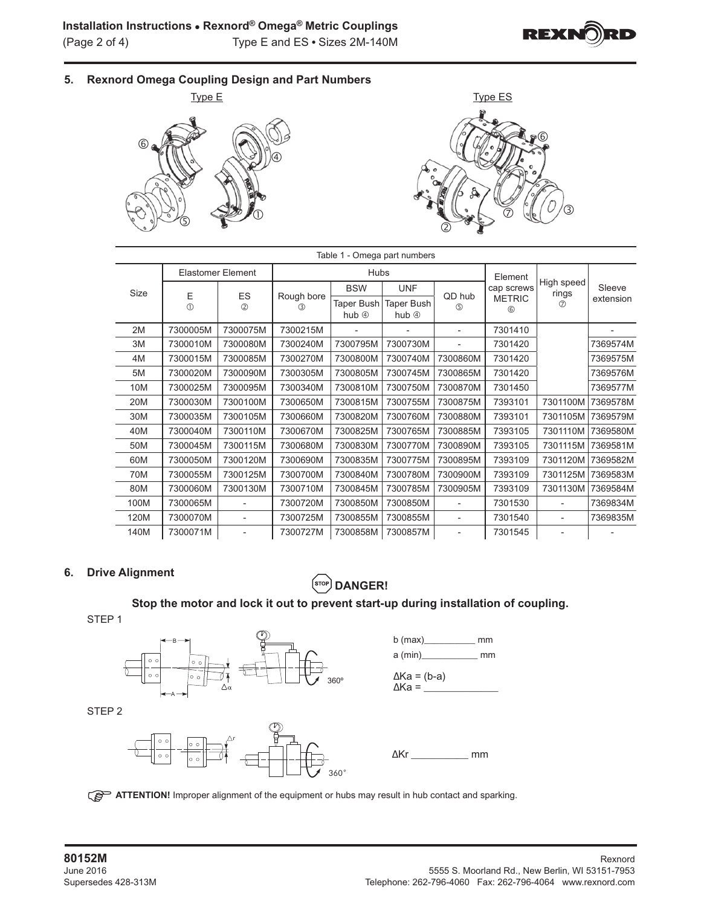## 5. Rexnord Omega Coupling Design and Part Numbers

Type E

Type ES

Table 1 - Omega part numbers

| Size | Elastomer Element | | Hubs | | | | Element cap screws METRIC ⑥ | High speed rings ⑦ | Sleeve extension |
|---|---|---|---|---|---|---|---|---|---|
| | E ① | ES ② | Rough bore ③ | BSW Taper Bush hub ④ | UNF Taper Bush hub ④ | QD hub ⑤ | | | |
| 2M | 7300005M | 7300075M | 7300215M | - | - | - | 7301410 | | - |
| 3M | 7300010M | 7300080M | 7300240M | 7300795M | 7300730M | - | 7301420 | | 7369574M |
| 4M | 7300015M | 7300085M | 7300270M | 7300800M | 7300740M | 7300860M | 7301420 | | 7369575M |
| 5M | 7300020M | 7300090M | 7300305M | 7300805M | 7300745M | 7300865M | 7301420 | | 7369576M |
| 10M | 7300025M | 7300095M | 7300340M | 7300810M | 7300750M | 7300870M | 7301450 | | 7369577M |
| 20M | 7300030M | 7300100M | 7300650M | 7300815M | 7300755M | 7300875M | 7393101 | 7301100M | 7369578M |
| 30M | 7300035M | 7300105M | 7300660M | 7300820M | 7300760M | 7300880M | 7393101 | 7301105M | 7369579M |
| 40M | 7300040M | 7300110M | 7300670M | 7300825M | 7300765M | 7300885M | 7393105 | 7301110M | 7369580M |
| 50M | 7300045M | 7300115M | 7300680M | 7300830M | 7300770M | 7300890M | 7393105 | 7301115M | 7369581M |
| 60M | 7300050M | 7300120M | 7300690M | 7300835M | 7300775M | 7300895M | 7393109 | 7301120M | 7369582M |
| 70M | 7300055M | 7300125M | 7300700M | 7300840M | 7300780M | 7300900M | 7393109 | 7301125M | 7369583M |
| 80M | 7300060M | 7300130M | 7300710M | 7300845M | 7300785M | 7300905M | 7393109 | 7301130M | 7369584M |
| 100M | 7300065M | - | 7300720M | 7300850M | 7300850M | - | 7301530 | - | 7369834M |
| 120M | 7300070M | - | 7300725M | 7300855M | 7300855M | - | 7301540 | - | 7369835M |
| 140M | 7300071M | - | 7300727M | 7300858M | 7300857M | - | 7301545 | - | - |

## 6. Drive Alignment

**DANGER!**

**Stop the motor and lock it out to prevent start-up during installation of coupling.**

STEP 1

b (max)__________ mm

a (min)___________ mm

$\Delta Ka = (b-a)$

$\Delta Ka =$ _____________

STEP 2

$\Delta Kr$ ___________ mm

**ATTENTION!** Improper alignment of the equipment or hubs may result in hub contact and sparking.

**80152M**
June 2016
Supersedes 428-313M

Rexnord
5555 S. Moorland Rd., New Berlin, WI 53151-7953
Telephone: 262-796-4060 Fax: 262-796-4064 www.rexnord.com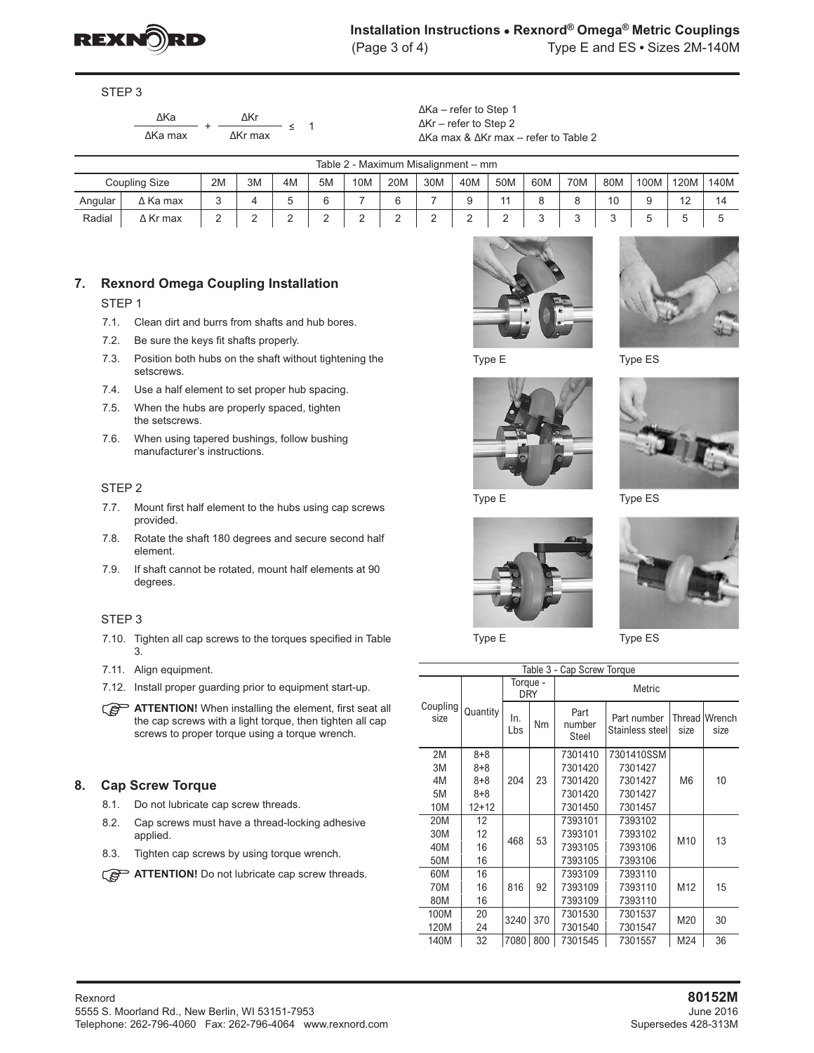STEP 3

$$\frac{\Delta Ka}{\Delta Ka\ max} + \frac{\Delta Kr}{\Delta Kr\ max} \leq 1$$

ΔKa – refer to Step 1
ΔKr – refer to Step 2
ΔKa max & ΔKr max – refer to Table 2

Table 2 - Maximum Misalignment – mm

| Coupling Size | | 2M | 3M | 4M | 5M | 10M | 20M | 30M | 40M | 50M | 60M | 70M | 80M | 100M | 120M | 140M |
|---|---|---|---|---|---|---|---|---|---|---|---|---|---|---|---|---|
| Angular | Δ Ka max | 3 | 4 | 5 | 6 | 7 | 6 | 7 | 9 | 11 | 8 | 8 | 10 | 9 | 12 | 14 |
| Radial | Δ Kr max | 2 | 2 | 2 | 2 | 2 | 2 | 2 | 2 | 2 | 3 | 3 | 3 | 5 | 5 | 5 |

## 7. Rexnord Omega Coupling Installation

STEP 1

7.1. Clean dirt and burrs from shafts and hub bores.

7.2. Be sure the keys fit shafts properly.

7.3. Position both hubs on the shaft without tightening the setscrews.

7.4. Use a half element to set proper hub spacing.

7.5. When the hubs are properly spaced, tighten the setscrews.

7.6. When using tapered bushings, follow bushing manufacturer's instructions.

STEP 2

7.7. Mount first half element to the hubs using cap screws provided.

7.8. Rotate the shaft 180 degrees and secure second half element.

7.9. If shaft cannot be rotated, mount half elements at 90 degrees.

STEP 3

7.10. Tighten all cap screws to the torques specified in Table 3.

7.11. Align equipment.

7.12. Install proper guarding prior to equipment start-up.

**ATTENTION!** When installing the element, first seat all the cap screws with a light torque, then tighten all cap screws to proper torque using a torque wrench.

Type E

Type ES

Type E

Type ES

Type E

Type ES

## 8. Cap Screw Torque

8.1. Do not lubricate cap screw threads.

8.2. Cap screws must have a thread-locking adhesive applied.

8.3. Tighten cap screws by using torque wrench.

**ATTENTION!** Do not lubricate cap screw threads.

Table 3 - Cap Screw Torque

| Coupling size | Quantity | Torque - DRY | | Metric | | | |
|---|---|---|---|---|---|---|---|
| | | In. Lbs | Nm | Part number Steel | Part number Stainless steel | Thread size | Wrench size |
| 2M | 8+8 | 204 | 23 | 7301410 | 7301410SSM | M6 | 10 |
| 3M | 8+8 | | | 7301420 | 7301427 | | |
| 4M | 8+8 | | | 7301420 | 7301427 | | |
| 5M | 8+8 | | | 7301420 | 7301427 | | |
| 10M | 12+12 | | | 7301450 | 7301457 | | |
| 20M | 12 | 468 | 53 | 7393101 | 7393102 | M10 | 13 |
| 30M | 12 | | | 7393101 | 7393102 | | |
| 40M | 16 | | | 7393105 | 7393106 | | |
| 50M | 16 | | | 7393105 | 7393106 | | |
| 60M | 16 | 816 | 92 | 7393109 | 7393110 | M12 | 15 |
| 70M | 16 | | | 7393109 | 7393110 | | |
| 80M | 16 | | | 7393109 | 7393110 | | |
| 100M | 20 | 3240 | 370 | 7301530 | 7301537 | M20 | 30 |
| 120M | 24 | | | 7301540 | 7301547 | | |
| 140M | 32 | 7080 | 800 | 7301545 | 7301557 | M24 | 36 |

Rexnord
5555 S. Moorland Rd., New Berlin, WI 53151-7953
Telephone: 262-796-4060 Fax: 262-796-4064 www.rexnord.com

**80152M**
June 2016
Supersedes 428-313M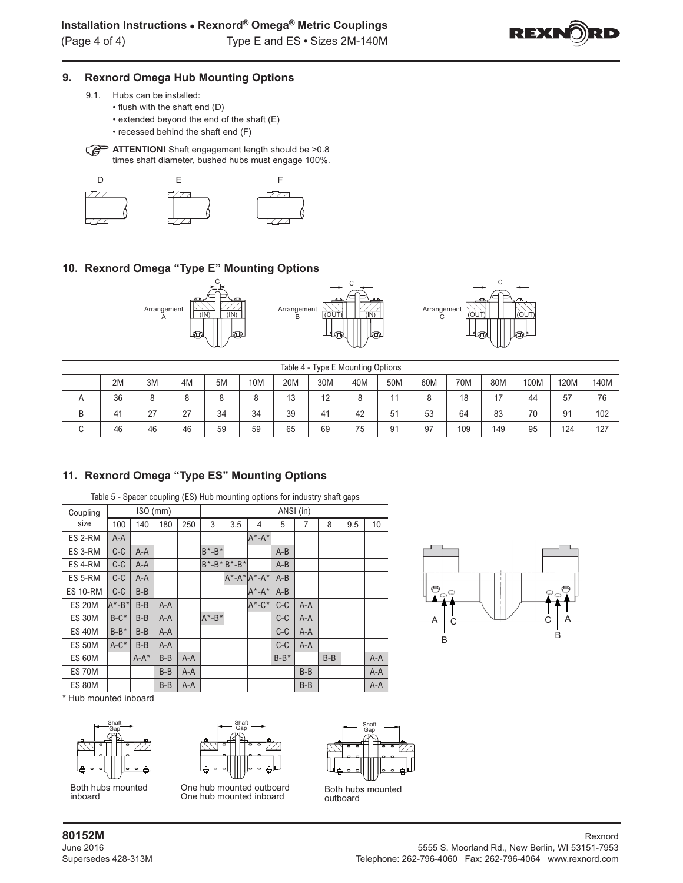## 9. Rexnord Omega Hub Mounting Options

9.1. Hubs can be installed:
- flush with the shaft end (D)
- extended beyond the end of the shaft (E)
- recessed behind the shaft end (F)

**ATTENTION!** Shaft engagement length should be >0.8 times shaft diameter, bushed hubs must engage 100%.

D E F

## 10. Rexnord Omega "Type E" Mounting Options

Arrangement A (IN) (IN) C

Arrangement B (OUT) (IN) C

Arrangement C (OUT) (OUT) C

Table 4 - Type E Mounting Options

| | 2M | 3M | 4M | 5M | 10M | 20M | 30M | 40M | 50M | 60M | 70M | 80M | 100M | 120M | 140M |
|---|---|---|---|---|---|---|---|---|---|---|---|---|---|---|---|
| A | 36 | 8 | 8 | 8 | 8 | 13 | 12 | 8 | 11 | 8 | 18 | 17 | 44 | 57 | 76 |
| B | 41 | 27 | 27 | 34 | 34 | 39 | 41 | 42 | 51 | 53 | 64 | 83 | 70 | 91 | 102 |
| C | 46 | 46 | 46 | 59 | 59 | 65 | 69 | 75 | 91 | 97 | 109 | 149 | 95 | 124 | 127 |

## 11. Rexnord Omega "Type ES" Mounting Options

Table 5 - Spacer coupling (ES) Hub mounting options for industry shaft gaps

| Coupling size | ISO (mm) | | | | ANSI (in) | | | | | | | |
|---|---|---|---|---|---|---|---|---|---|---|---|---|
| | 100 | 140 | 180 | 250 | 3 | 3.5 | 4 | 5 | 7 | 8 | 9.5 | 10 |
| ES 2-RM | A-A | | | | | | A*-A* | | | | | |
| ES 3-RM | C-C | A-A | | | B*-B* | | | A-B | | | | |
| ES 4-RM | C-C | A-A | | | B*-B* | B*-B* | | A-B | | | | |
| ES 5-RM | C-C | A-A | | | | A*-A* | A*-A* | A-B | | | | |
| ES 10-RM | C-C | B-B | | | | | A*-A* | A-B | | | | |
| ES 20M | A*-B* | B-B | A-A | | | | A*-C* | C-C | A-A | | | |
| ES 30M | B-C* | B-B | A-A | | A*-B* | | | C-C | A-A | | | |
| ES 40M | B-B* | B-B | A-A | | | | | C-C | A-A | | | |
| ES 50M | A-C* | B-B | A-A | | | | | C-C | A-A | | | |
| ES 60M | | A-A* | B-B | A-A | | | | B-B* | | B-B | | A-A |
| ES 70M | | | B-B | A-A | | | | | B-B | | | A-A |
| ES 80M | | | B-B | A-A | | | | | B-B | | | A-A |

\* Hub mounted inboard

A C B C A B

Shaft Gap

Both hubs mounted inboard

Shaft Gap

One hub mounted outboard
One hub mounted inboard

Shaft Gap

Both hubs mounted outboard